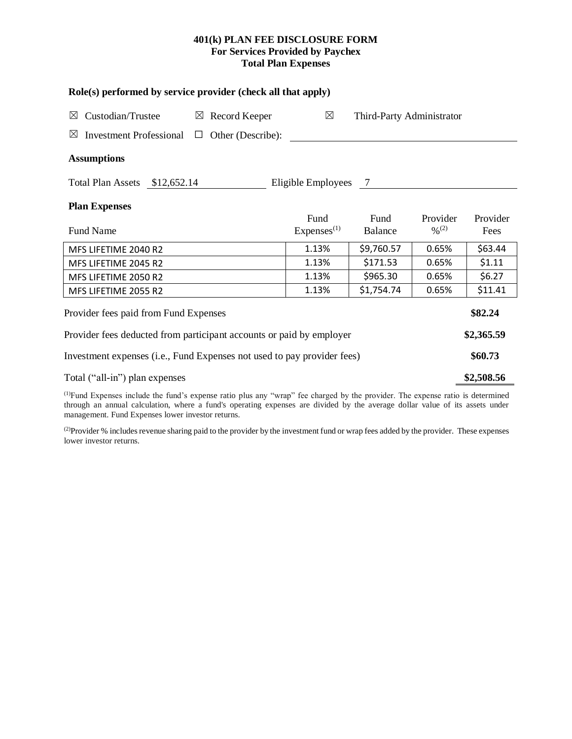# 401(k) PLAN FEE DISCLOSURE FORM
## For Services Provided by Paychex
## Total Plan Expenses

### Role(s) performed by service provider (check all that apply)

☒ Custodian/Trustee ☒ Record Keeper ☒ Third-Party Administrator

☒ Investment Professional ☐ Other (Describe): ____________________

### Assumptions

Total Plan Assets $12,652.14 Eligible Employees 7

### Plan Expenses

| Fund Name | Fund Expenses[(1)] | Fund Balance | Provider %[(2)] | Provider Fees |
|---|---|---|---|---|
| MFS LIFETIME 2040 R2 | 1.13% | $9,760.57 | 0.65% | $63.44 |
| MFS LIFETIME 2045 R2 | 1.13% | $171.53 | 0.65% | $1.11 |
| MFS LIFETIME 2050 R2 | 1.13% | $965.30 | 0.65% | $6.27 |
| MFS LIFETIME 2055 R2 | 1.13% | $1,754.74 | 0.65% | $11.41 |

| | |
|---|---|
| Provider fees paid from Fund Expenses | **$82.24** |
| Provider fees deducted from participant accounts or paid by employer | **$2,365.59** |
| Investment expenses (i.e., Fund Expenses not used to pay provider fees) | **$60.73** |
| Total ("all-in") plan expenses | **$2,508.56** |

[(1)]Fund Expenses include the fund's expense ratio plus any "wrap" fee charged by the provider. The expense ratio is determined through an annual calculation, where a fund's operating expenses are divided by the average dollar value of its assets under management. Fund Expenses lower investor returns.

[(2)]Provider % includes revenue sharing paid to the provider by the investment fund or wrap fees added by the provider. These expenses lower investor returns.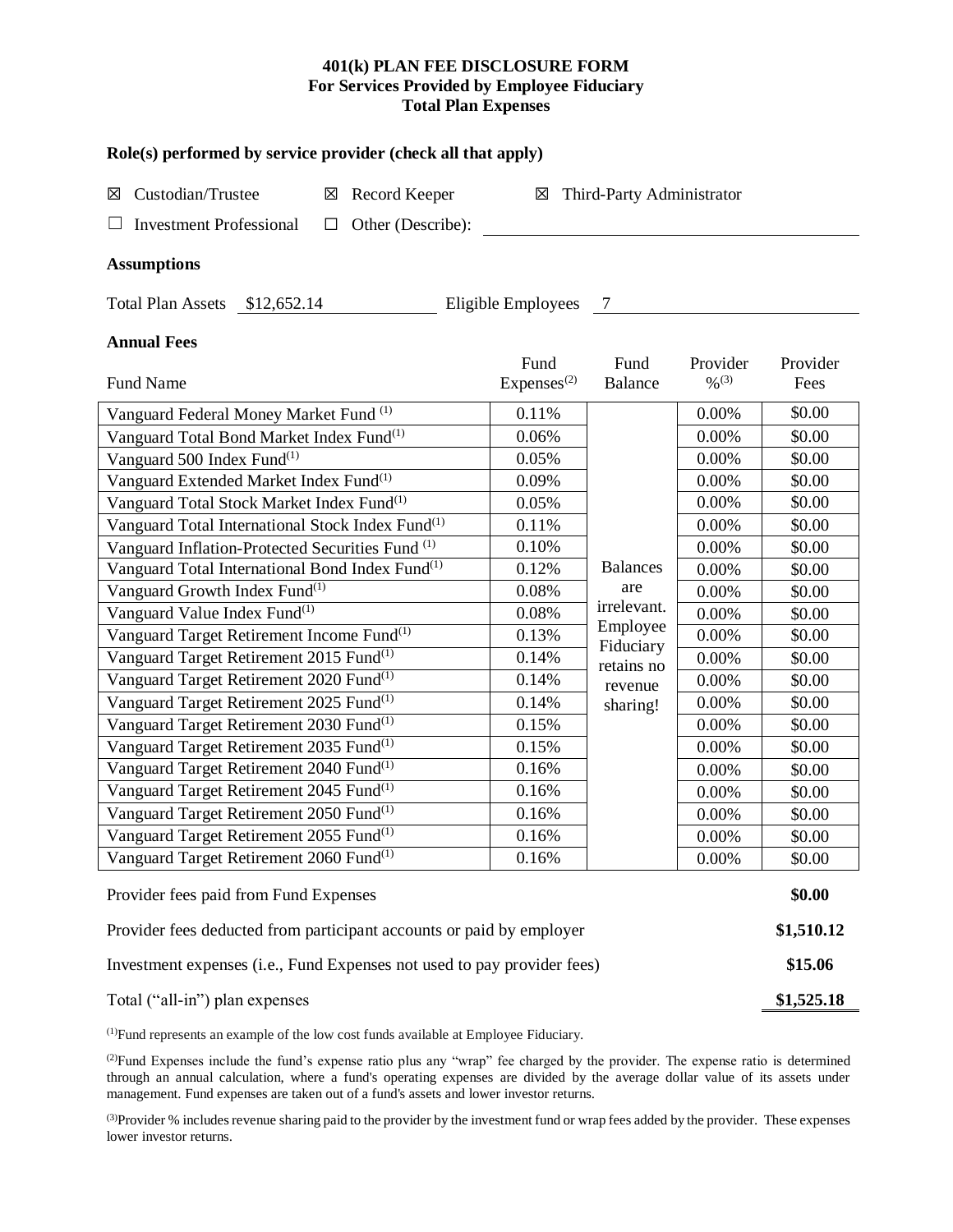**401(k) PLAN FEE DISCLOSURE FORM**
**For Services Provided by Employee Fiduciary**
**Total Plan Expenses**

**Role(s) performed by service provider (check all that apply)**

☒ Custodian/Trustee ☒ Record Keeper ☒ Third-Party Administrator

☐ Investment Professional ☐ Other (Describe): 

**Assumptions**

Total Plan Assets $12,652.14 Eligible Employees 7

**Annual Fees**

| Fund Name | Fund Expenses[2] | Fund Balance | Provider %[3] | Provider Fees |
|---|---|---|---|---|
| Vanguard Federal Money Market Fund [1] | 0.11% | Balances are irrelevant. Employee Fiduciary retains no revenue sharing! | 0.00% | $0.00 |
| Vanguard Total Bond Market Index Fund[1] | 0.06% | | 0.00% | $0.00 |
| Vanguard 500 Index Fund[1] | 0.05% | | 0.00% | $0.00 |
| Vanguard Extended Market Index Fund[1] | 0.09% | | 0.00% | $0.00 |
| Vanguard Total Stock Market Index Fund[1] | 0.05% | | 0.00% | $0.00 |
| Vanguard Total International Stock Index Fund[1] | 0.11% | | 0.00% | $0.00 |
| Vanguard Inflation-Protected Securities Fund [1] | 0.10% | | 0.00% | $0.00 |
| Vanguard Total International Bond Index Fund[1] | 0.12% | | 0.00% | $0.00 |
| Vanguard Growth Index Fund[1] | 0.08% | | 0.00% | $0.00 |
| Vanguard Value Index Fund[1] | 0.08% | | 0.00% | $0.00 |
| Vanguard Target Retirement Income Fund[1] | 0.13% | | 0.00% | $0.00 |
| Vanguard Target Retirement 2015 Fund[1] | 0.14% | | 0.00% | $0.00 |
| Vanguard Target Retirement 2020 Fund[1] | 0.14% | | 0.00% | $0.00 |
| Vanguard Target Retirement 2025 Fund[1] | 0.14% | | 0.00% | $0.00 |
| Vanguard Target Retirement 2030 Fund[1] | 0.15% | | 0.00% | $0.00 |
| Vanguard Target Retirement 2035 Fund[1] | 0.15% | | 0.00% | $0.00 |
| Vanguard Target Retirement 2040 Fund[1] | 0.16% | | 0.00% | $0.00 |
| Vanguard Target Retirement 2045 Fund[1] | 0.16% | | 0.00% | $0.00 |
| Vanguard Target Retirement 2050 Fund[1] | 0.16% | | 0.00% | $0.00 |
| Vanguard Target Retirement 2055 Fund[1] | 0.16% | | 0.00% | $0.00 |
| Vanguard Target Retirement 2060 Fund[1] | 0.16% | | 0.00% | $0.00 |

| | |
|---|---|
| Provider fees paid from Fund Expenses | **$0.00** |
| Provider fees deducted from participant accounts or paid by employer | **$1,510.12** |
| Investment expenses (i.e., Fund Expenses not used to pay provider fees) | **$15.06** |
| Total ("all-in") plan expenses | **$1,525.18** |

[1]Fund represents an example of the low cost funds available at Employee Fiduciary.

[2]Fund Expenses include the fund's expense ratio plus any "wrap" fee charged by the provider. The expense ratio is determined through an annual calculation, where a fund's operating expenses are divided by the average dollar value of its assets under management. Fund expenses are taken out of a fund's assets and lower investor returns.

[3]Provider % includes revenue sharing paid to the provider by the investment fund or wrap fees added by the provider. These expenses lower investor returns.